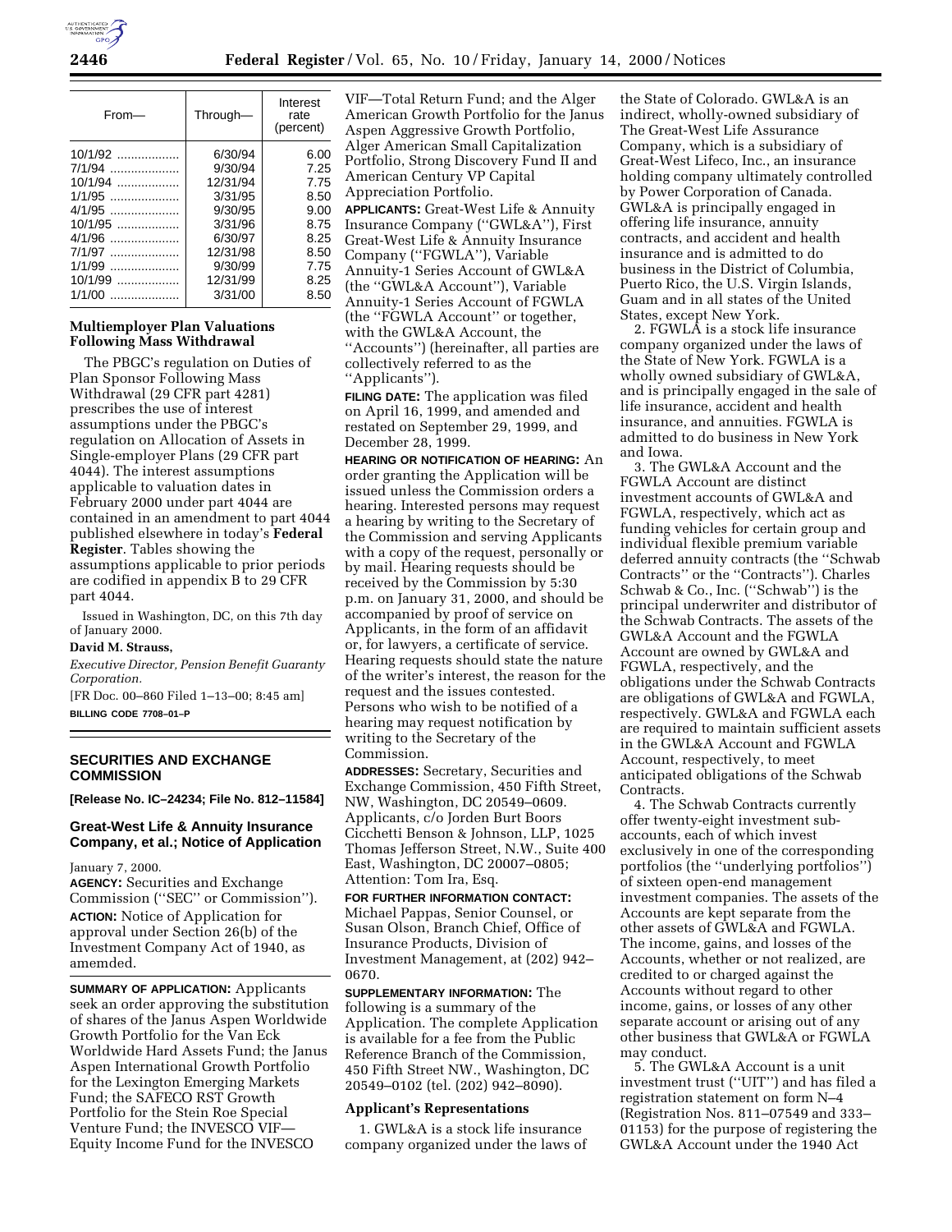| From— | Through— | Interest rate (percent) |
| --- | --- | --- |
| 10/1/92 | 6/30/94 | 6.00 |
| 7/1/94 | 9/30/94 | 7.25 |
| 10/1/94 | 12/31/94 | 7.75 |
| 1/1/95 | 3/31/95 | 8.50 |
| 4/1/95 | 9/30/95 | 9.00 |
| 10/1/95 | 3/31/96 | 8.75 |
| 4/1/96 | 6/30/97 | 8.25 |
| 7/1/97 | 12/31/98 | 8.50 |
| 1/1/99 | 9/30/99 | 7.75 |
| 10/1/99 | 12/31/99 | 8.25 |
| 1/1/00 | 3/31/00 | 8.50 |

### Multiemployer Plan Valuations Following Mass Withdrawal

The PBGC's regulation on Duties of Plan Sponsor Following Mass Withdrawal (29 CFR part 4281) prescribes the use of interest assumptions under the PBGC's regulation on Allocation of Assets in Single-employer Plans (29 CFR part 4044). The interest assumptions applicable to valuation dates in February 2000 under part 4044 are contained in an amendment to part 4044 published elsewhere in today's **Federal Register**. Tables showing the assumptions applicable to prior periods are codified in appendix B to 29 CFR part 4044.

Issued in Washington, DC, on this 7th day of January 2000.

**David M. Strauss,**

*Executive Director, Pension Benefit Guaranty Corporation.*

[FR Doc. 00–860 Filed 1–13–00; 8:45 am]

**BILLING CODE 7708–01–P**

## SECURITIES AND EXCHANGE COMMISSION

**[Release No. IC–24234; File No. 812–11584]**

## Great-West Life & Annuity Insurance Company, et al.; Notice of Application

January 7, 2000.

**AGENCY:** Securities and Exchange Commission (''SEC'' or Commission'').

**ACTION:** Notice of Application for approval under Section 26(b) of the Investment Company Act of 1940, as amemded.

**SUMMARY OF APPLICATION:** Applicants seek an order approving the substitution of shares of the Janus Aspen Worldwide Growth Portfolio for the Van Eck Worldwide Hard Assets Fund; the Janus Aspen International Growth Portfolio for the Lexington Emerging Markets Fund; the SAFECO RST Growth Portfolio for the Stein Roe Special Venture Fund; the INVESCO VIF—Equity Income Fund for the INVESCO VIF—Total Return Fund; and the Alger American Growth Portfolio for the Janus Aspen Aggressive Growth Portfolio, Alger American Small Capitalization Portfolio, Strong Discovery Fund II and American Century VP Capital Appreciation Portfolio.

**APPLICANTS:** Great-West Life & Annuity Insurance Company (''GWL&A''), First Great-West Life & Annuity Insurance Company (''FGWLA''), Variable Annuity-1 Series Account of GWL&A (the ''GWL&A Account''), Variable Annuity-1 Series Account of FGWLA (the ''FGWLA Account'' or together, with the GWL&A Account, the ''Accounts'') (hereinafter, all parties are collectively referred to as the ''Applicants'').

**FILING DATE:** The application was filed on April 16, 1999, and amended and restated on September 29, 1999, and December 28, 1999.

**HEARING OR NOTIFICATION OF HEARING:** An order granting the Application will be issued unless the Commission orders a hearing. Interested persons may request a hearing by writing to the Secretary of the Commission and serving Applicants with a copy of the request, personally or by mail. Hearing requests should be received by the Commission by 5:30 p.m. on January 31, 2000, and should be accompanied by proof of service on Applicants, in the form of an affidavit or, for lawyers, a certificate of service. Hearing requests should state the nature of the writer's interest, the reason for the request and the issues contested. Persons who wish to be notified of a hearing may request notification by writing to the Secretary of the Commission.

**ADDRESSES:** Secretary, Securities and Exchange Commission, 450 Fifth Street, NW, Washington, DC 20549–0609. Applicants, c/o Jorden Burt Boors Cicchetti Benson & Johnson, LLP, 1025 Thomas Jefferson Street, N.W., Suite 400 East, Washington, DC 20007–0805; Attention: Tom Ira, Esq.

**FOR FURTHER INFORMATION CONTACT:** Michael Pappas, Senior Counsel, or Susan Olson, Branch Chief, Office of Insurance Products, Division of Investment Management, at (202) 942–0670.

**SUPPLEMENTARY INFORMATION:** The following is a summary of the Application. The complete Application is available for a fee from the Public Reference Branch of the Commission, 450 Fifth Street NW., Washington, DC 20549–0102 (tel. (202) 942–8090).

### Applicant's Representations

1. GWL&A is a stock life insurance company organized under the laws of the State of Colorado. GWL&A is an indirect, wholly-owned subsidiary of The Great-West Life Assurance Company, which is a subsidiary of Great-West Lifeco, Inc., an insurance holding company ultimately controlled by Power Corporation of Canada. GWL&A is principally engaged in offering life insurance, annuity contracts, and accident and health insurance and is admitted to do business in the District of Columbia, Puerto Rico, the U.S. Virgin Islands, Guam and in all states of the United States, except New York.

2. FGWLA is a stock life insurance company organized under the laws of the State of New York. FGWLA is a wholly owned subsidiary of GWL&A, and is principally engaged in the sale of life insurance, accident and health insurance, and annuities. FGWLA is admitted to do business in New York and Iowa.

3. The GWL&A Account and the FGWLA Account are distinct investment accounts of GWL&A and FGWLA, respectively, which act as funding vehicles for certain group and individual flexible premium variable deferred annuity contracts (the ''Schwab Contracts'' or the ''Contracts''). Charles Schwab & Co., Inc. (''Schwab'') is the principal underwriter and distributor of the Schwab Contracts. The assets of the GWL&A Account and the FGWLA Account are owned by GWL&A and FGWLA, respectively, and the obligations under the Schwab Contracts are obligations of GWL&A and FGWLA, respectively. GWL&A and FGWLA each are required to maintain sufficient assets in the GWL&A Account and FGWLA Account, respectively, to meet anticipated obligations of the Schwab Contracts.

4. The Schwab Contracts currently offer twenty-eight investment sub-accounts, each of which invest exclusively in one of the corresponding portfolios (the ''underlying portfolios'') of sixteen open-end management investment companies. The assets of the Accounts are kept separate from the other assets of GWL&A and FGWLA. The income, gains, and losses of the Accounts, whether or not realized, are credited to or charged against the Accounts without regard to other income, gains, or losses of any other separate account or arising out of any other business that GWL&A or FGWLA may conduct.

5. The GWL&A Account is a unit investment trust (''UIT'') and has filed a registration statement on form N–4 (Registration Nos. 811–07549 and 333–01153) for the purpose of registering the GWL&A Account under the 1940 Act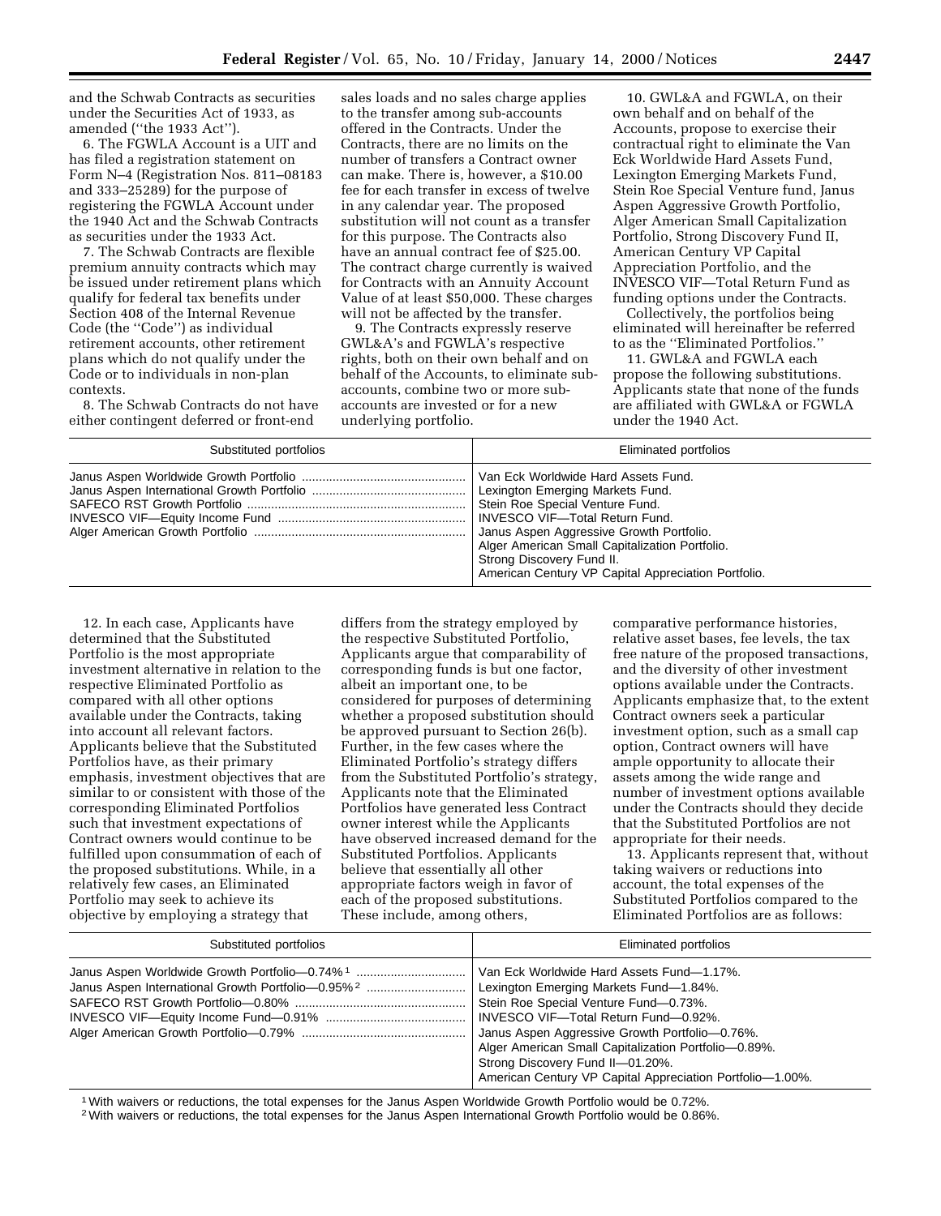and the Schwab Contracts as securities under the Securities Act of 1933, as amended ("the 1933 Act").

6. The FGWLA Account is a UIT and has filed a registration statement on Form N–4 (Registration Nos. 811–08183 and 333–25289) for the purpose of registering the FGWLA Account under the 1940 Act and the Schwab Contracts as securities under the 1933 Act.

7. The Schwab Contracts are flexible premium annuity contracts which may be issued under retirement plans which qualify for federal tax benefits under Section 408 of the Internal Revenue Code (the "Code") as individual retirement accounts, other retirement plans which do not qualify under the Code or to individuals in non-plan contexts.

8. The Schwab Contracts do not have either contingent deferred or front-end sales loads and no sales charge applies to the transfer among sub-accounts offered in the Contracts. Under the Contracts, there are no limits on the number of transfers a Contract owner can make. There is, however, a $10.00 fee for each transfer in excess of twelve in any calendar year. The proposed substitution will not count as a transfer for this purpose. The Contracts also have an annual contract fee of $25.00. The contract charge currently is waived for Contracts with an Annuity Account Value of at least $50,000. These charges will not be affected by the transfer.

9. The Contracts expressly reserve GWL&A's and FGWLA's respective rights, both on their own behalf and on behalf of the Accounts, to eliminate sub-accounts, combine two or more sub-accounts are invested or for a new underlying portfolio.

10. GWL&A and FGWLA, on their own behalf and on behalf of the Accounts, propose to exercise their contractual right to eliminate the Van Eck Worldwide Hard Assets Fund, Lexington Emerging Markets Fund, Stein Roe Special Venture fund, Janus Aspen Aggressive Growth Portfolio, Alger American Small Capitalization Portfolio, Strong Discovery Fund II, American Century VP Capital Appreciation Portfolio, and the INVESCO VIF—Total Return Fund as funding options under the Contracts.

Collectively, the portfolios being eliminated will hereinafter be referred to as the "Eliminated Portfolios."

11. GWL&A and FGWLA each propose the following substitutions. Applicants state that none of the funds are affiliated with GWL&A or FGWLA under the 1940 Act.

| Substituted portfolios | Eliminated portfolios |
|---|---|
| Janus Aspen Worldwide Growth Portfolio | Van Eck Worldwide Hard Assets Fund. |
| Janus Aspen International Growth Portfolio | Lexington Emerging Markets Fund. |
| SAFECO RST Growth Portfolio | Stein Roe Special Venture Fund. |
| INVESCO VIF—Equity Income Fund | INVESCO VIF—Total Return Fund. |
| Alger American Growth Portfolio | Janus Aspen Aggressive Growth Portfolio. |
| | Alger American Small Capitalization Portfolio. |
| | Strong Discovery Fund II. |
| | American Century VP Capital Appreciation Portfolio. |

12. In each case, Applicants have determined that the Substituted Portfolio is the most appropriate investment alternative in relation to the respective Eliminated Portfolio as compared with all other options available under the Contracts, taking into account all relevant factors. Applicants believe that the Substituted Portfolios have, as their primary emphasis, investment objectives that are similar to or consistent with those of the corresponding Eliminated Portfolios such that investment expectations of Contract owners would continue to be fulfilled upon consummation of each of the proposed substitutions. While, in a relatively few cases, an Eliminated Portfolio may seek to achieve its objective by employing a strategy that differs from the strategy employed by the respective Substituted Portfolio, Applicants argue that comparability of corresponding funds is but one factor, albeit an important one, to be considered for purposes of determining whether a proposed substitution should be approved pursuant to Section 26(b). Further, in the few cases where the Eliminated Portfolio's strategy differs from the Substituted Portfolio's strategy, Applicants note that the Eliminated Portfolios have generated less Contract owner interest while the Applicants have observed increased demand for the Substituted Portfolios. Applicants believe that essentially all other appropriate factors weigh in favor of each of the proposed substitutions. These include, among others, comparative performance histories, relative asset bases, fee levels, the tax free nature of the proposed transactions, and the diversity of other investment options available under the Contracts. Applicants emphasize that, to the extent Contract owners seek a particular investment option, such as a small cap option, Contract owners will have ample opportunity to allocate their assets among the wide range and number of investment options available under the Contracts should they decide that the Substituted Portfolios are not appropriate for their needs.

13. Applicants represent that, without taking waivers or reductions into account, the total expenses of the Substituted Portfolios compared to the Eliminated Portfolios are as follows:

| Substituted portfolios | Eliminated portfolios |
|---|---|
| Janus Aspen Worldwide Growth Portfolio—0.74% [1] | Van Eck Worldwide Hard Assets Fund—1.17%. |
| Janus Aspen International Growth Portfolio—0.95% [2] | Lexington Emerging Markets Fund—1.84%. |
| SAFECO RST Growth Portfolio—0.80% | Stein Roe Special Venture Fund—0.73%. |
| INVESCO VIF—Equity Income Fund—0.91% | INVESCO VIF—Total Return Fund—0.92%. |
| Alger American Growth Portfolio—0.79% | Janus Aspen Aggressive Growth Portfolio—0.76%. |
| | Alger American Small Capitalization Portfolio—0.89%. |
| | Strong Discovery Fund II—01.20%. |
| | American Century VP Capital Appreciation Portfolio—1.00%. |

[1] With waivers or reductions, the total expenses for the Janus Aspen Worldwide Growth Portfolio would be 0.72%.

[2] With waivers or reductions, the total expenses for the Janus Aspen International Growth Portfolio would be 0.86%.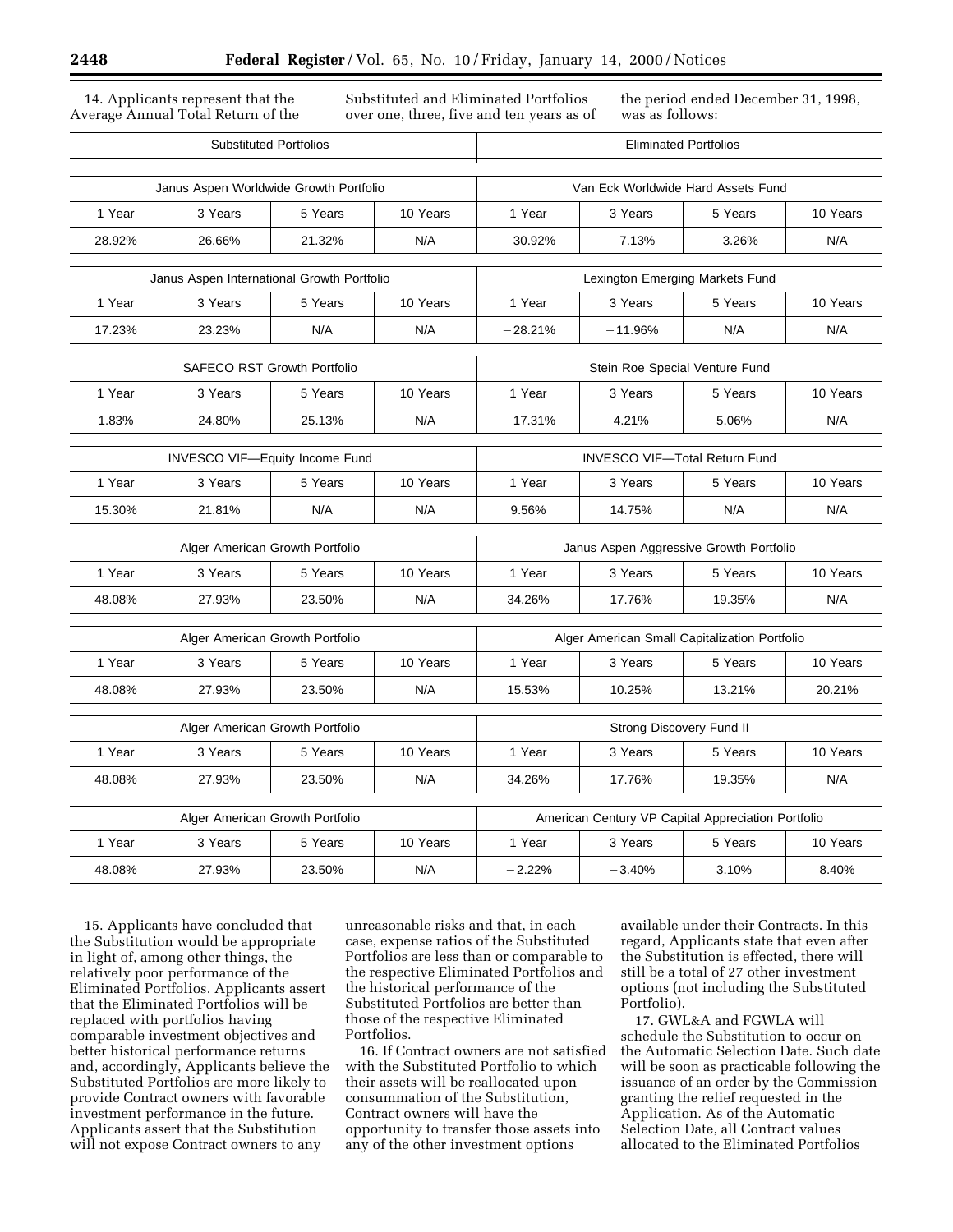14. Applicants represent that the Average Annual Total Return of the Substituted and Eliminated Portfolios over one, three, five and ten years as of the period ended December 31, 1998, was as follows:

| Substituted Portfolios | | | | Eliminated Portfolios | | | |
|---|---|---|---|---|---|---|---|
| Janus Aspen Worldwide Growth Portfolio | | | | Van Eck Worldwide Hard Assets Fund | | | |
| 1 Year | 3 Years | 5 Years | 10 Years | 1 Year | 3 Years | 5 Years | 10 Years |
| 28.92% | 26.66% | 21.32% | N/A | −30.92% | −7.13% | −3.26% | N/A |
| Janus Aspen International Growth Portfolio | | | | Lexington Emerging Markets Fund | | | |
| 1 Year | 3 Years | 5 Years | 10 Years | 1 Year | 3 Years | 5 Years | 10 Years |
| 17.23% | 23.23% | N/A | N/A | −28.21% | −11.96% | N/A | N/A |
| SAFECO RST Growth Portfolio | | | | Stein Roe Special Venture Fund | | | |
| 1 Year | 3 Years | 5 Years | 10 Years | 1 Year | 3 Years | 5 Years | 10 Years |
| 1.83% | 24.80% | 25.13% | N/A | −17.31% | 4.21% | 5.06% | N/A |
| INVESCO VIF—Equity Income Fund | | | | INVESCO VIF—Total Return Fund | | | |
| 1 Year | 3 Years | 5 Years | 10 Years | 1 Year | 3 Years | 5 Years | 10 Years |
| 15.30% | 21.81% | N/A | N/A | 9.56% | 14.75% | N/A | N/A |
| Alger American Growth Portfolio | | | | Janus Aspen Aggressive Growth Portfolio | | | |
| 1 Year | 3 Years | 5 Years | 10 Years | 1 Year | 3 Years | 5 Years | 10 Years |
| 48.08% | 27.93% | 23.50% | N/A | 34.26% | 17.76% | 19.35% | N/A |
| Alger American Growth Portfolio | | | | Alger American Small Capitalization Portfolio | | | |
| 1 Year | 3 Years | 5 Years | 10 Years | 1 Year | 3 Years | 5 Years | 10 Years |
| 48.08% | 27.93% | 23.50% | N/A | 15.53% | 10.25% | 13.21% | 20.21% |
| Alger American Growth Portfolio | | | | Strong Discovery Fund II | | | |
| 1 Year | 3 Years | 5 Years | 10 Years | 1 Year | 3 Years | 5 Years | 10 Years |
| 48.08% | 27.93% | 23.50% | N/A | 34.26% | 17.76% | 19.35% | N/A |
| Alger American Growth Portfolio | | | | American Century VP Capital Appreciation Portfolio | | | |
| 1 Year | 3 Years | 5 Years | 10 Years | 1 Year | 3 Years | 5 Years | 10 Years |
| 48.08% | 27.93% | 23.50% | N/A | −2.22% | −3.40% | 3.10% | 8.40% |

15. Applicants have concluded that the Substitution would be appropriate in light of, among other things, the relatively poor performance of the Eliminated Portfolios. Applicants assert that the Eliminated Portfolios will be replaced with portfolios having comparable investment objectives and better historical performance returns and, accordingly, Applicants believe the Substituted Portfolios are more likely to provide Contract owners with favorable investment performance in the future. Applicants assert that the Substitution will not expose Contract owners to any unreasonable risks and that, in each case, expense ratios of the Substituted Portfolios are less than or comparable to the respective Eliminated Portfolios and the historical performance of the Substituted Portfolios are better than those of the respective Eliminated Portfolios.

16. If Contract owners are not satisfied with the Substituted Portfolio to which their assets will be reallocated upon consummation of the Substitution, Contract owners will have the opportunity to transfer those assets into any of the other investment options available under their Contracts. In this regard, Applicants state that even after the Substitution is effected, there will still be a total of 27 other investment options (not including the Substituted Portfolio).

17. GWL&A and FGWLA will schedule the Substitution to occur on the Automatic Selection Date. Such date will be soon as practicable following the issuance of an order by the Commission granting the relief requested in the Application. As of the Automatic Selection Date, all Contract values allocated to the Eliminated Portfolios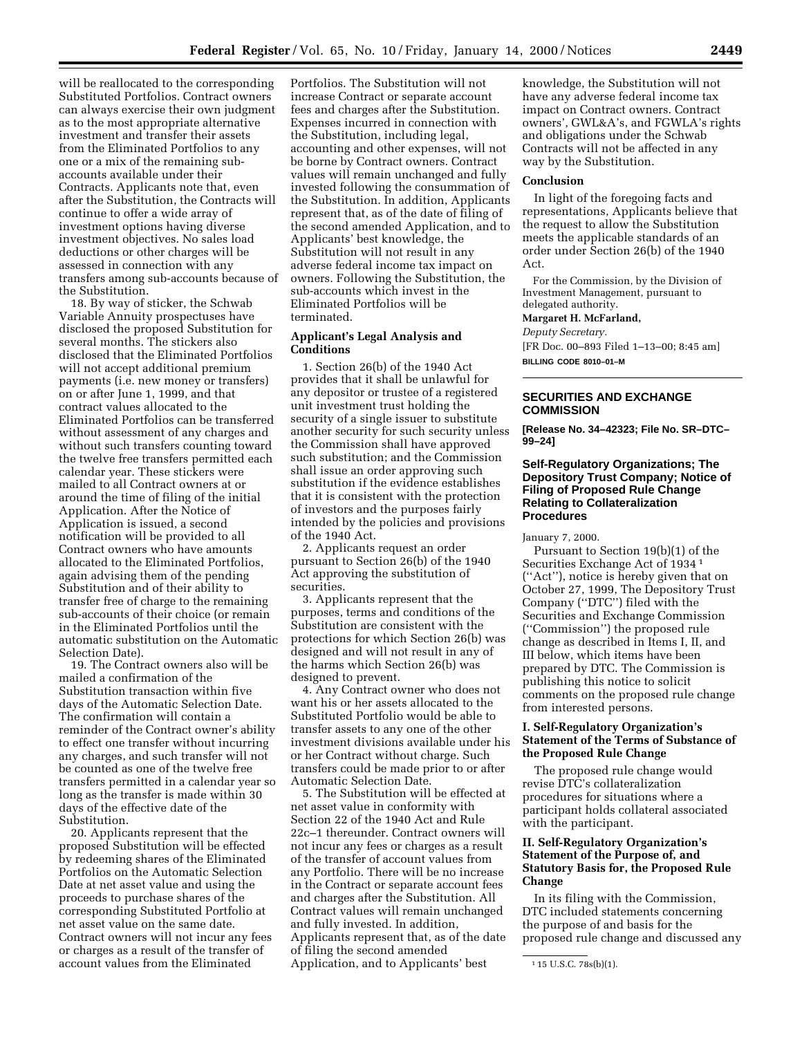will be reallocated to the corresponding Substituted Portfolios. Contract owners can always exercise their own judgment as to the most appropriate alternative investment and transfer their assets from the Eliminated Portfolios to any one or a mix of the remaining sub-accounts available under their Contracts. Applicants note that, even after the Substitution, the Contracts will continue to offer a wide array of investment options having diverse investment objectives. No sales load deductions or other charges will be assessed in connection with any transfers among sub-accounts because of the Substitution.

18. By way of sticker, the Schwab Variable Annuity prospectuses have disclosed the proposed Substitution for several months. The stickers also disclosed that the Eliminated Portfolios will not accept additional premium payments (i.e. new money or transfers) on or after June 1, 1999, and that contract values allocated to the Eliminated Portfolios can be transferred without assessment of any charges and without such transfers counting toward the twelve free transfers permitted each calendar year. These stickers were mailed to all Contract owners at or around the time of filing of the initial Application. After the Notice of Application is issued, a second notification will be provided to all Contract owners who have amounts allocated to the Eliminated Portfolios, again advising them of the pending Substitution and of their ability to transfer free of charge to the remaining sub-accounts of their choice (or remain in the Eliminated Portfolios until the automatic substitution on the Automatic Selection Date).

19. The Contract owners also will be mailed a confirmation of the Substitution transaction within five days of the Automatic Selection Date. The confirmation will contain a reminder of the Contract owner's ability to effect one transfer without incurring any charges, and such transfer will not be counted as one of the twelve free transfers permitted in a calendar year so long as the transfer is made within 30 days of the effective date of the Substitution.

20. Applicants represent that the proposed Substitution will be effected by redeeming shares of the Eliminated Portfolios on the Automatic Selection Date at net asset value and using the proceeds to purchase shares of the corresponding Substituted Portfolio at net asset value on the same date. Contract owners will not incur any fees or charges as a result of the transfer of account values from the Eliminated Portfolios. The Substitution will not increase Contract or separate account fees and charges after the Substitution. Expenses incurred in connection with the Substitution, including legal, accounting and other expenses, will not be borne by Contract owners. Contract values will remain unchanged and fully invested following the consummation of the Substitution. In addition, Applicants represent that, as of the date of filing of the second amended Application, and to Applicants' best knowledge, the Substitution will not result in any adverse federal income tax impact on owners. Following the Substitution, the sub-accounts which invest in the Eliminated Portfolios will be terminated.

### Applicant's Legal Analysis and Conditions

1. Section 26(b) of the 1940 Act provides that it shall be unlawful for any depositor or trustee of a registered unit investment trust holding the security of a single issuer to substitute another security for such security unless the Commission shall have approved such substitution; and the Commission shall issue an order approving such substitution if the evidence establishes that it is consistent with the protection of investors and the purposes fairly intended by the policies and provisions of the 1940 Act.

2. Applicants request an order pursuant to Section 26(b) of the 1940 Act approving the substitution of securities.

3. Applicants represent that the purposes, terms and conditions of the Substitution are consistent with the protections for which Section 26(b) was designed and will not result in any of the harms which Section 26(b) was designed to prevent.

4. Any Contract owner who does not want his or her assets allocated to the Substituted Portfolio would be able to transfer assets to any one of the other investment divisions available under his or her Contract without charge. Such transfers could be made prior to or after Automatic Selection Date.

5. The Substitution will be effected at net asset value in conformity with Section 22 of the 1940 Act and Rule 22c–1 thereunder. Contract owners will not incur any fees or charges as a result of the transfer of account values from any Portfolio. There will be no increase in the Contract or separate account fees and charges after the Substitution. All Contract values will remain unchanged and fully invested. In addition, Applicants represent that, as of the date of filing the second amended Application, and to Applicants' best knowledge, the Substitution will not have any adverse federal income tax impact on Contract owners. Contract owners', GWL&A's, and FGWLA's rights and obligations under the Schwab Contracts will not be affected in any way by the Substitution.

### Conclusion

In light of the foregoing facts and representations, Applicants believe that the request to allow the Substitution meets the applicable standards of an order under Section 26(b) of the 1940 Act.

For the Commission, by the Division of Investment Management, pursuant to delegated authority.

**Margaret H. McFarland,**

*Deputy Secretary.*

[FR Doc. 00–893 Filed 1–13–00; 8:45 am]

**BILLING CODE 8010–01–M**

## SECURITIES AND EXCHANGE COMMISSION

**[Release No. 34–42323; File No. SR–DTC–99–24]**

## Self-Regulatory Organizations; The Depository Trust Company; Notice of Filing of Proposed Rule Change Relating to Collateralization Procedures

January 7, 2000.

Pursuant to Section 19(b)(1) of the Securities Exchange Act of 1934[1] (''Act''), notice is hereby given that on October 27, 1999, The Depository Trust Company (''DTC'') filed with the Securities and Exchange Commission (''Commission'') the proposed rule change as described in Items I, II, and III below, which items have been prepared by DTC. The Commission is publishing this notice to solicit comments on the proposed rule change from interested persons.

### I. Self-Regulatory Organization's Statement of the Terms of Substance of the Proposed Rule Change

The proposed rule change would revise DTC's collateralization procedures for situations where a participant holds collateral associated with the participant.

### II. Self-Regulatory Organization's Statement of the Purpose of, and Statutory Basis for, the Proposed Rule Change

In its filing with the Commission, DTC included statements concerning the purpose of and basis for the proposed rule change and discussed any

[1] 15 U.S.C. 78s(b)(1).